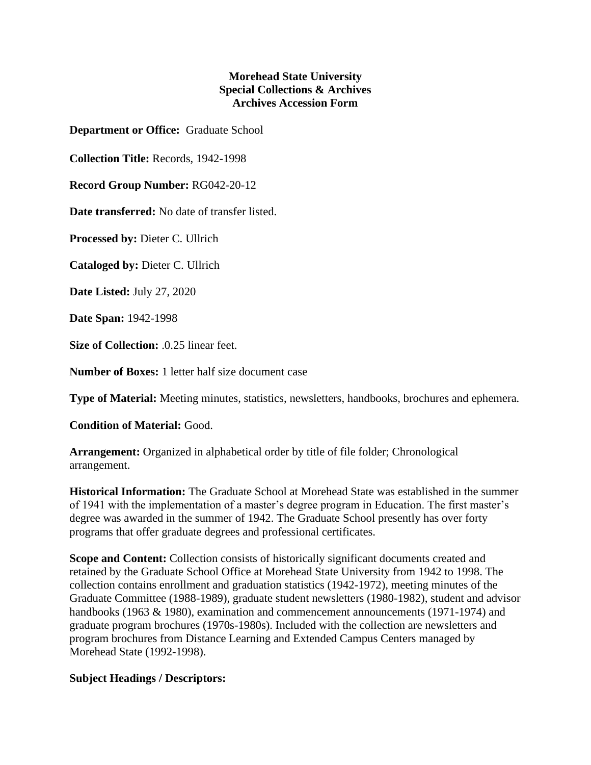**Morehead State University**
**Special Collections & Archives**
**Archives Accession Form**

**Department or Office:** Graduate School

**Collection Title:** Records, 1942-1998

**Record Group Number:** RG042-20-12

**Date transferred:** No date of transfer listed.

**Processed by:** Dieter C. Ullrich

**Cataloged by:** Dieter C. Ullrich

**Date Listed:** July 27, 2020

**Date Span:** 1942-1998

**Size of Collection:** .0.25 linear feet.

**Number of Boxes:** 1 letter half size document case

**Type of Material:** Meeting minutes, statistics, newsletters, handbooks, brochures and ephemera.

**Condition of Material:** Good.

**Arrangement:** Organized in alphabetical order by title of file folder; Chronological arrangement.

**Historical Information:** The Graduate School at Morehead State was established in the summer of 1941 with the implementation of a master's degree program in Education. The first master's degree was awarded in the summer of 1942. The Graduate School presently has over forty programs that offer graduate degrees and professional certificates.

**Scope and Content:** Collection consists of historically significant documents created and retained by the Graduate School Office at Morehead State University from 1942 to 1998. The collection contains enrollment and graduation statistics (1942-1972), meeting minutes of the Graduate Committee (1988-1989), graduate student newsletters (1980-1982), student and advisor handbooks (1963 & 1980), examination and commencement announcements (1971-1974) and graduate program brochures (1970s-1980s). Included with the collection are newsletters and program brochures from Distance Learning and Extended Campus Centers managed by Morehead State (1992-1998).

**Subject Headings / Descriptors:**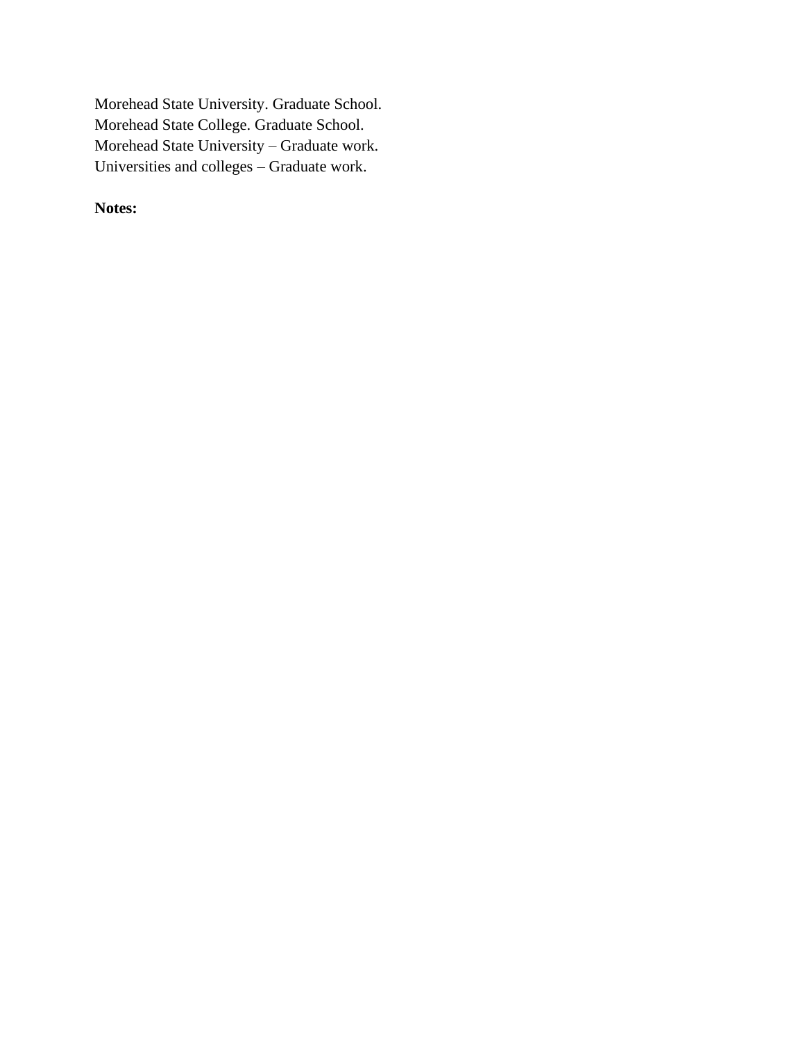Morehead State University. Graduate School.
Morehead State College. Graduate School.
Morehead State University – Graduate work.
Universities and colleges – Graduate work.

**Notes:**